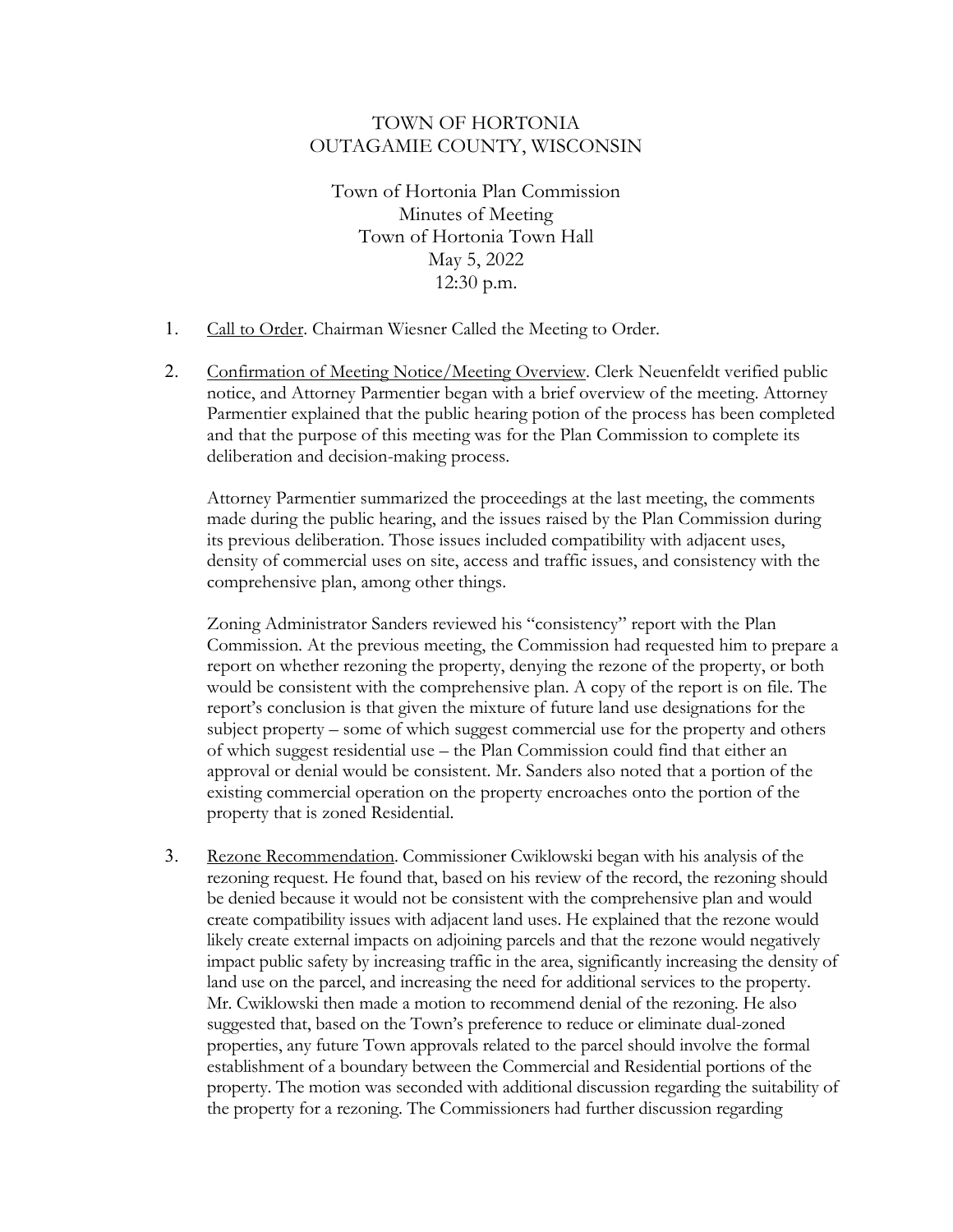# TOWN OF HORTONIA
# OUTAGAMIE COUNTY, WISCONSIN

## Town of Hortonia Plan Commission
## Minutes of Meeting
## Town of Hortonia Town Hall
## May 5, 2022
## 12:30 p.m.

1. Call to Order. Chairman Wiesner Called the Meeting to Order.

2. Confirmation of Meeting Notice/Meeting Overview. Clerk Neuenfeldt verified public notice, and Attorney Parmentier began with a brief overview of the meeting. Attorney Parmentier explained that the public hearing potion of the process has been completed and that the purpose of this meeting was for the Plan Commission to complete its deliberation and decision-making process.

   Attorney Parmentier summarized the proceedings at the last meeting, the comments made during the public hearing, and the issues raised by the Plan Commission during its previous deliberation. Those issues included compatibility with adjacent uses, density of commercial uses on site, access and traffic issues, and consistency with the comprehensive plan, among other things.

   Zoning Administrator Sanders reviewed his "consistency" report with the Plan Commission. At the previous meeting, the Commission had requested him to prepare a report on whether rezoning the property, denying the rezone of the property, or both would be consistent with the comprehensive plan. A copy of the report is on file. The report's conclusion is that given the mixture of future land use designations for the subject property – some of which suggest commercial use for the property and others of which suggest residential use – the Plan Commission could find that either an approval or denial would be consistent. Mr. Sanders also noted that a portion of the existing commercial operation on the property encroaches onto the portion of the property that is zoned Residential.

3. Rezone Recommendation. Commissioner Cwiklowski began with his analysis of the rezoning request. He found that, based on his review of the record, the rezoning should be denied because it would not be consistent with the comprehensive plan and would create compatibility issues with adjacent land uses. He explained that the rezone would likely create external impacts on adjoining parcels and that the rezone would negatively impact public safety by increasing traffic in the area, significantly increasing the density of land use on the parcel, and increasing the need for additional services to the property. Mr. Cwiklowski then made a motion to recommend denial of the rezoning. He also suggested that, based on the Town's preference to reduce or eliminate dual-zoned properties, any future Town approvals related to the parcel should involve the formal establishment of a boundary between the Commercial and Residential portions of the property. The motion was seconded with additional discussion regarding the suitability of the property for a rezoning. The Commissioners had further discussion regarding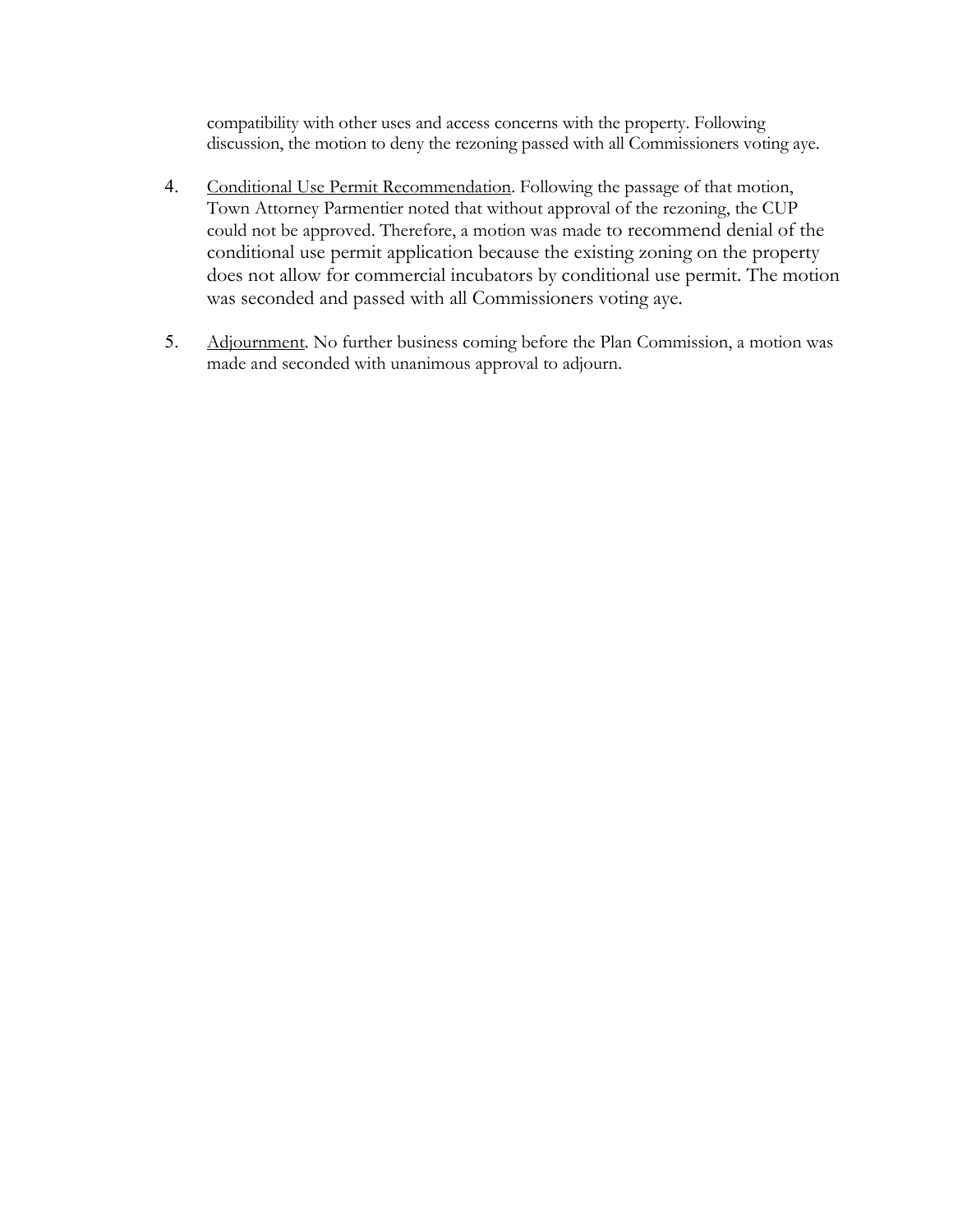compatibility with other uses and access concerns with the property. Following discussion, the motion to deny the rezoning passed with all Commissioners voting aye.

4. <u>Conditional Use Permit Recommendation</u>. Following the passage of that motion, Town Attorney Parmentier noted that without approval of the rezoning, the CUP could not be approved. Therefore, a motion was made to recommend denial of the conditional use permit application because the existing zoning on the property does not allow for commercial incubators by conditional use permit. The motion was seconded and passed with all Commissioners voting aye.

5. <u>Adjournment</u>. No further business coming before the Plan Commission, a motion was made and seconded with unanimous approval to adjourn.